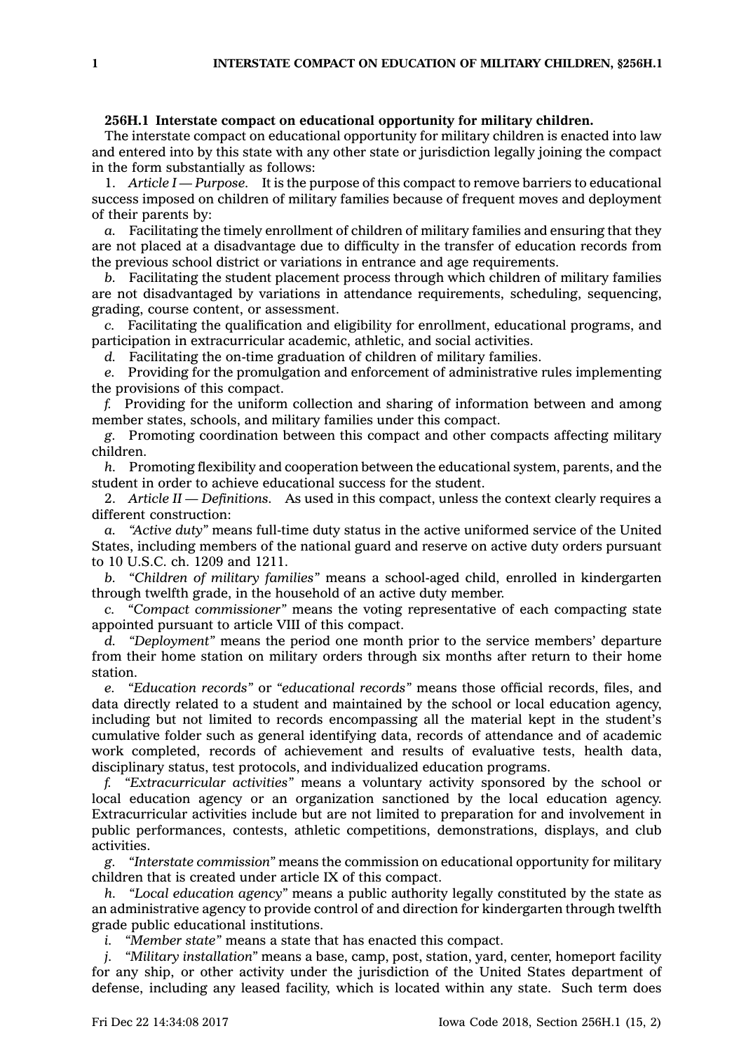**256H.1 Interstate compact on educational opportunity for military children.**

The interstate compact on educational opportunity for military children is enacted into law and entered into by this state with any other state or jurisdiction legally joining the compact in the form substantially as follows:

1. *Article I — Purpose.* It is the purpose of this compact to remove barriers to educational success imposed on children of military families because of frequent moves and deployment of their parents by:

*a.* Facilitating the timely enrollment of children of military families and ensuring that they are not placed at a disadvantage due to difficulty in the transfer of education records from the previous school district or variations in entrance and age requirements.

*b.* Facilitating the student placement process through which children of military families are not disadvantaged by variations in attendance requirements, scheduling, sequencing, grading, course content, or assessment.

*c.* Facilitating the qualification and eligibility for enrollment, educational programs, and participation in extracurricular academic, athletic, and social activities.

*d.* Facilitating the on-time graduation of children of military families.

*e.* Providing for the promulgation and enforcement of administrative rules implementing the provisions of this compact.

*f.* Providing for the uniform collection and sharing of information between and among member states, schools, and military families under this compact.

*g.* Promoting coordination between this compact and other compacts affecting military children.

*h.* Promoting flexibility and cooperation between the educational system, parents, and the student in order to achieve educational success for the student.

2. *Article II — Definitions.* As used in this compact, unless the context clearly requires a different construction:

*a.* *"Active duty"* means full-time duty status in the active uniformed service of the United States, including members of the national guard and reserve on active duty orders pursuant to 10 U.S.C. ch. 1209 and 1211.

*b.* *"Children of military families"* means a school-aged child, enrolled in kindergarten through twelfth grade, in the household of an active duty member.

*c.* *"Compact commissioner"* means the voting representative of each compacting state appointed pursuant to article VIII of this compact.

*d.* *"Deployment"* means the period one month prior to the service members' departure from their home station on military orders through six months after return to their home station.

*e.* *"Education records"* or *"educational records"* means those official records, files, and data directly related to a student and maintained by the school or local education agency, including but not limited to records encompassing all the material kept in the student's cumulative folder such as general identifying data, records of attendance and of academic work completed, records of achievement and results of evaluative tests, health data, disciplinary status, test protocols, and individualized education programs.

*f.* *"Extracurricular activities"* means a voluntary activity sponsored by the school or local education agency or an organization sanctioned by the local education agency. Extracurricular activities include but are not limited to preparation for and involvement in public performances, contests, athletic competitions, demonstrations, displays, and club activities.

*g.* *"Interstate commission"* means the commission on educational opportunity for military children that is created under article IX of this compact.

*h.* *"Local education agency"* means a public authority legally constituted by the state as an administrative agency to provide control of and direction for kindergarten through twelfth grade public educational institutions.

*i.* *"Member state"* means a state that has enacted this compact.

*j.* *"Military installation"* means a base, camp, post, station, yard, center, homeport facility for any ship, or other activity under the jurisdiction of the United States department of defense, including any leased facility, which is located within any state. Such term does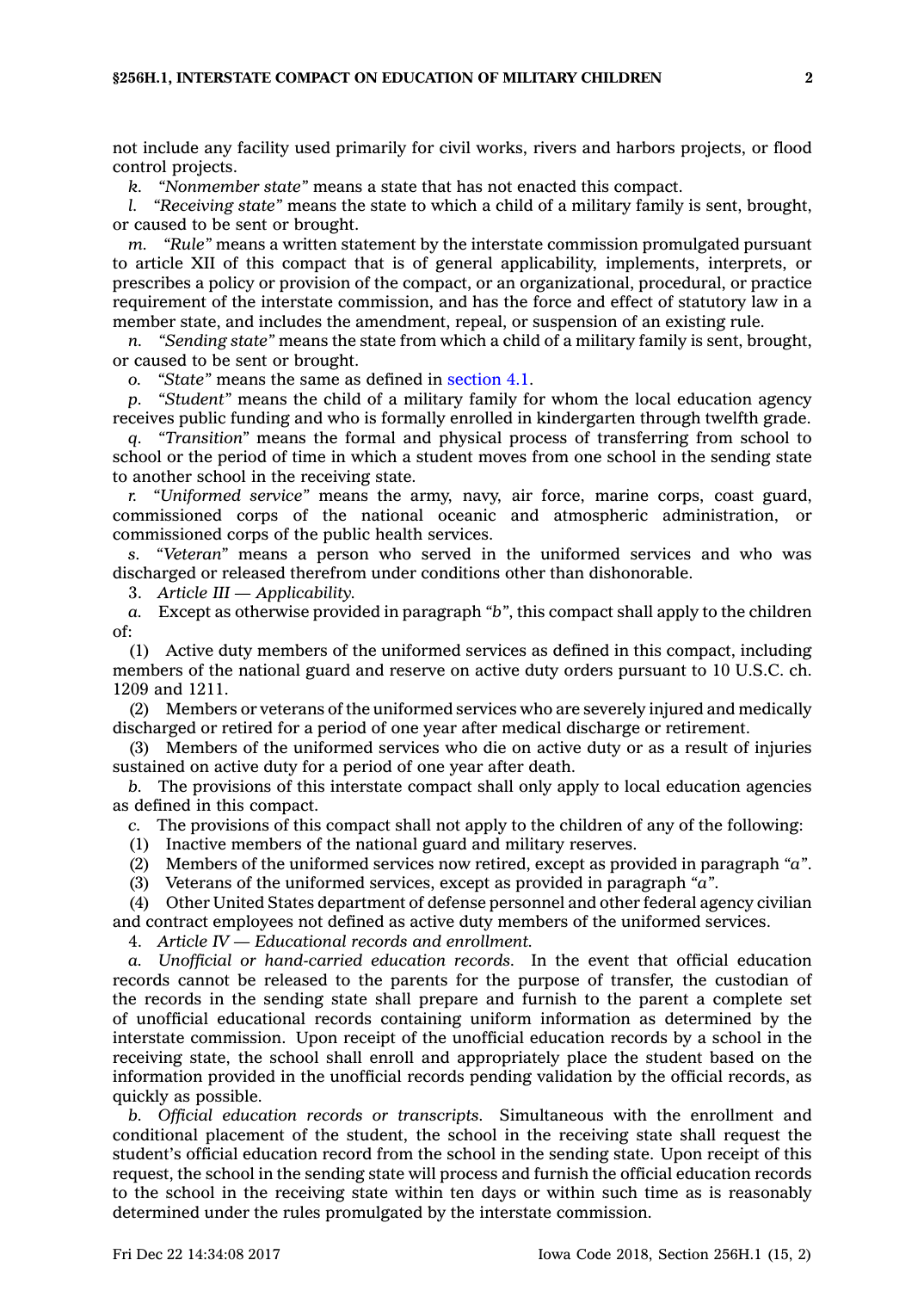not include any facility used primarily for civil works, rivers and harbors projects, or flood control projects.

*k. "Nonmember state"* means a state that has not enacted this compact.

*l. "Receiving state"* means the state to which a child of a military family is sent, brought, or caused to be sent or brought.

*m. "Rule"* means a written statement by the interstate commission promulgated pursuant to article XII of this compact that is of general applicability, implements, interprets, or prescribes a policy or provision of the compact, or an organizational, procedural, or practice requirement of the interstate commission, and has the force and effect of statutory law in a member state, and includes the amendment, repeal, or suspension of an existing rule.

*n. "Sending state"* means the state from which a child of a military family is sent, brought, or caused to be sent or brought.

*o. "State"* means the same as defined in section 4.1.

*p. "Student"* means the child of a military family for whom the local education agency receives public funding and who is formally enrolled in kindergarten through twelfth grade.

*q. "Transition"* means the formal and physical process of transferring from school to school or the period of time in which a student moves from one school in the sending state to another school in the receiving state.

*r. "Uniformed service"* means the army, navy, air force, marine corps, coast guard, commissioned corps of the national oceanic and atmospheric administration, or commissioned corps of the public health services.

*s. "Veteran"* means a person who served in the uniformed services and who was discharged or released therefrom under conditions other than dishonorable.

3. *Article III — Applicability.*

*a.* Except as otherwise provided in paragraph *"b"*, this compact shall apply to the children of:

(1) Active duty members of the uniformed services as defined in this compact, including members of the national guard and reserve on active duty orders pursuant to 10 U.S.C. ch. 1209 and 1211.

(2) Members or veterans of the uniformed services who are severely injured and medically discharged or retired for a period of one year after medical discharge or retirement.

(3) Members of the uniformed services who die on active duty or as a result of injuries sustained on active duty for a period of one year after death.

*b.* The provisions of this interstate compact shall only apply to local education agencies as defined in this compact.

*c.* The provisions of this compact shall not apply to the children of any of the following:

(1) Inactive members of the national guard and military reserves.

(2) Members of the uniformed services now retired, except as provided in paragraph *"a"*.

(3) Veterans of the uniformed services, except as provided in paragraph *"a"*.

(4) Other United States department of defense personnel and other federal agency civilian and contract employees not defined as active duty members of the uniformed services.

4. *Article IV — Educational records and enrollment.*

*a. Unofficial or hand-carried education records.* In the event that official education records cannot be released to the parents for the purpose of transfer, the custodian of the records in the sending state shall prepare and furnish to the parent a complete set of unofficial educational records containing uniform information as determined by the interstate commission. Upon receipt of the unofficial education records by a school in the receiving state, the school shall enroll and appropriately place the student based on the information provided in the unofficial records pending validation by the official records, as quickly as possible.

*b. Official education records or transcripts.* Simultaneous with the enrollment and conditional placement of the student, the school in the receiving state shall request the student's official education record from the school in the sending state. Upon receipt of this request, the school in the sending state will process and furnish the official education records to the school in the receiving state within ten days or within such time as is reasonably determined under the rules promulgated by the interstate commission.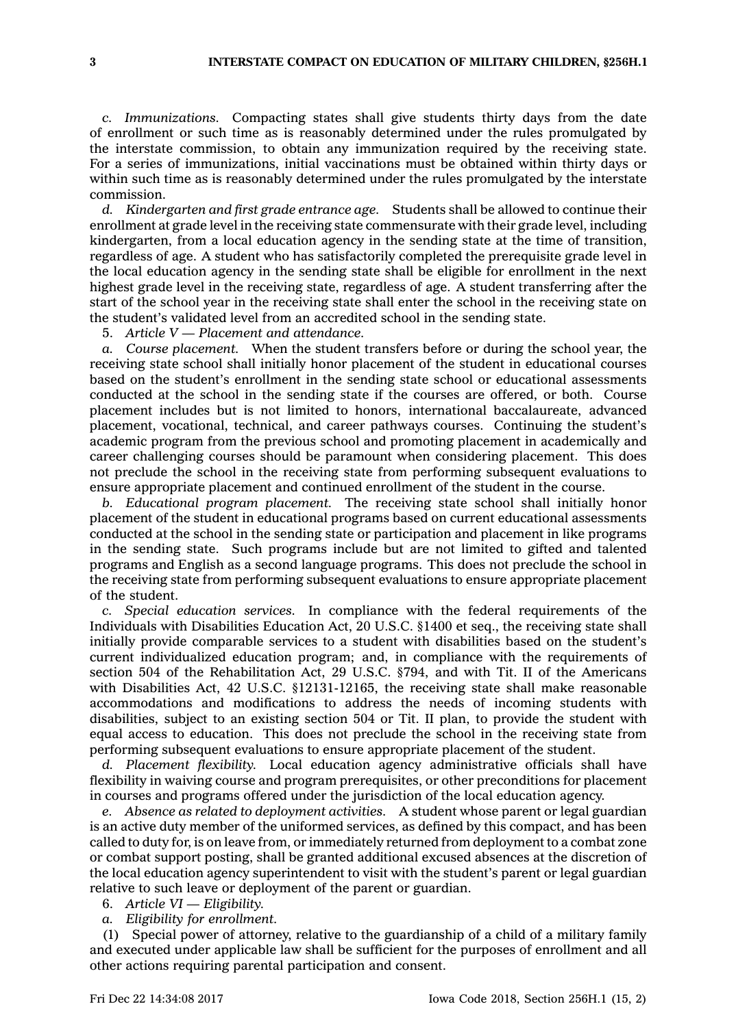*c. Immunizations.* Compacting states shall give students thirty days from the date of enrollment or such time as is reasonably determined under the rules promulgated by the interstate commission, to obtain any immunization required by the receiving state. For a series of immunizations, initial vaccinations must be obtained within thirty days or within such time as is reasonably determined under the rules promulgated by the interstate commission.

*d. Kindergarten and first grade entrance age.* Students shall be allowed to continue their enrollment at grade level in the receiving state commensurate with their grade level, including kindergarten, from a local education agency in the sending state at the time of transition, regardless of age. A student who has satisfactorily completed the prerequisite grade level in the local education agency in the sending state shall be eligible for enrollment in the next highest grade level in the receiving state, regardless of age. A student transferring after the start of the school year in the receiving state shall enter the school in the receiving state on the student's validated level from an accredited school in the sending state.

5. *Article V — Placement and attendance.*

*a. Course placement.* When the student transfers before or during the school year, the receiving state school shall initially honor placement of the student in educational courses based on the student's enrollment in the sending state school or educational assessments conducted at the school in the sending state if the courses are offered, or both. Course placement includes but is not limited to honors, international baccalaureate, advanced placement, vocational, technical, and career pathways courses. Continuing the student's academic program from the previous school and promoting placement in academically and career challenging courses should be paramount when considering placement. This does not preclude the school in the receiving state from performing subsequent evaluations to ensure appropriate placement and continued enrollment of the student in the course.

*b. Educational program placement.* The receiving state school shall initially honor placement of the student in educational programs based on current educational assessments conducted at the school in the sending state or participation and placement in like programs in the sending state. Such programs include but are not limited to gifted and talented programs and English as a second language programs. This does not preclude the school in the receiving state from performing subsequent evaluations to ensure appropriate placement of the student.

*c. Special education services.* In compliance with the federal requirements of the Individuals with Disabilities Education Act, 20 U.S.C. §1400 et seq., the receiving state shall initially provide comparable services to a student with disabilities based on the student's current individualized education program; and, in compliance with the requirements of section 504 of the Rehabilitation Act, 29 U.S.C. §794, and with Tit. II of the Americans with Disabilities Act, 42 U.S.C. §12131-12165, the receiving state shall make reasonable accommodations and modifications to address the needs of incoming students with disabilities, subject to an existing section 504 or Tit. II plan, to provide the student with equal access to education. This does not preclude the school in the receiving state from performing subsequent evaluations to ensure appropriate placement of the student.

*d. Placement flexibility.* Local education agency administrative officials shall have flexibility in waiving course and program prerequisites, or other preconditions for placement in courses and programs offered under the jurisdiction of the local education agency.

*e. Absence as related to deployment activities.* A student whose parent or legal guardian is an active duty member of the uniformed services, as defined by this compact, and has been called to duty for, is on leave from, or immediately returned from deployment to a combat zone or combat support posting, shall be granted additional excused absences at the discretion of the local education agency superintendent to visit with the student's parent or legal guardian relative to such leave or deployment of the parent or guardian.

6. *Article VI — Eligibility.*

*a. Eligibility for enrollment.*

(1) Special power of attorney, relative to the guardianship of a child of a military family and executed under applicable law shall be sufficient for the purposes of enrollment and all other actions requiring parental participation and consent.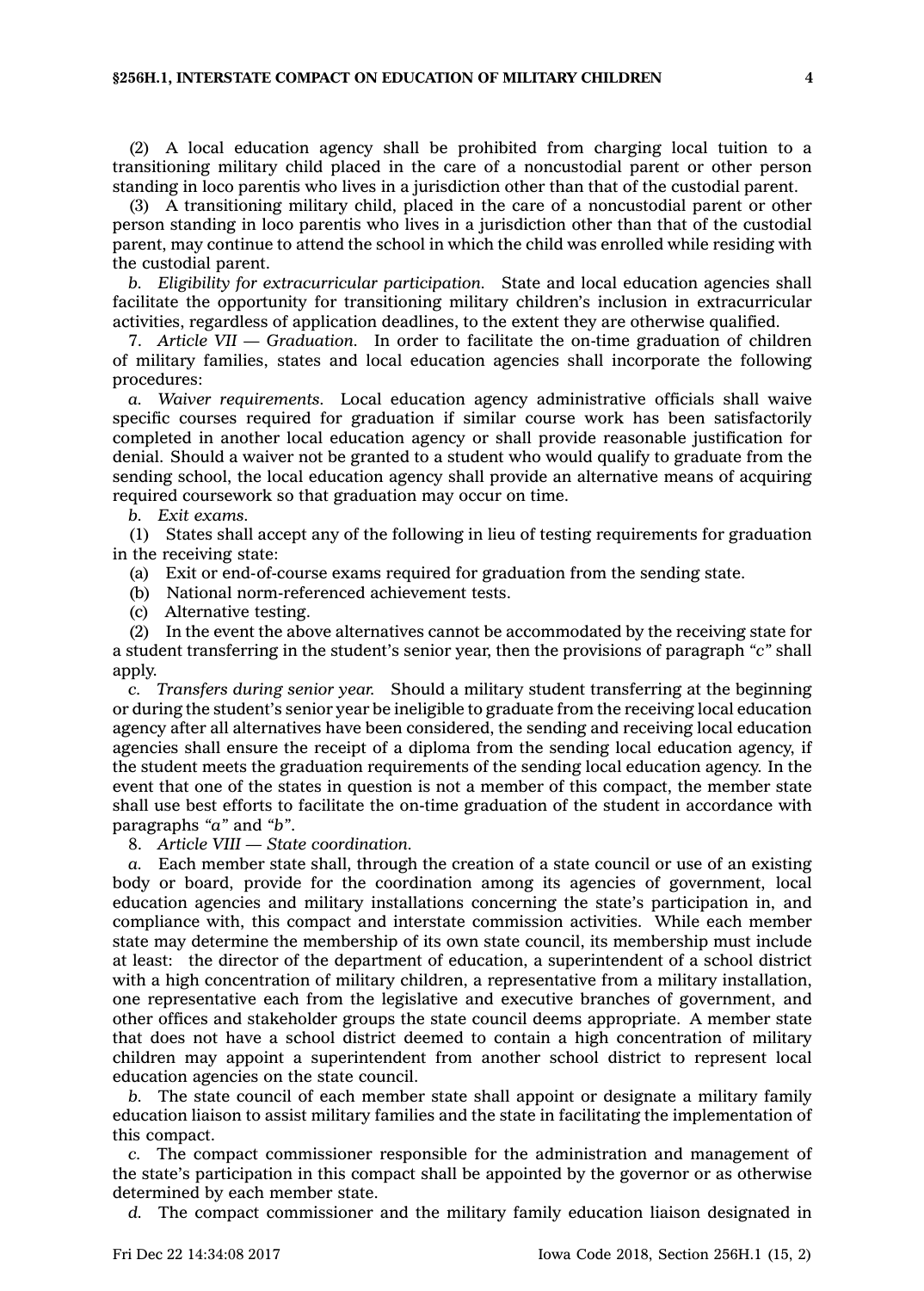(2) A local education agency shall be prohibited from charging local tuition to a transitioning military child placed in the care of a noncustodial parent or other person standing in loco parentis who lives in a jurisdiction other than that of the custodial parent.

(3) A transitioning military child, placed in the care of a noncustodial parent or other person standing in loco parentis who lives in a jurisdiction other than that of the custodial parent, may continue to attend the school in which the child was enrolled while residing with the custodial parent.

*b. Eligibility for extracurricular participation.* State and local education agencies shall facilitate the opportunity for transitioning military children's inclusion in extracurricular activities, regardless of application deadlines, to the extent they are otherwise qualified.

7. *Article VII — Graduation.* In order to facilitate the on-time graduation of children of military families, states and local education agencies shall incorporate the following procedures:

*a. Waiver requirements.* Local education agency administrative officials shall waive specific courses required for graduation if similar course work has been satisfactorily completed in another local education agency or shall provide reasonable justification for denial. Should a waiver not be granted to a student who would qualify to graduate from the sending school, the local education agency shall provide an alternative means of acquiring required coursework so that graduation may occur on time.

*b. Exit exams.*

(1) States shall accept any of the following in lieu of testing requirements for graduation in the receiving state:

(a) Exit or end-of-course exams required for graduation from the sending state.

(b) National norm-referenced achievement tests.

(c) Alternative testing.

(2) In the event the above alternatives cannot be accommodated by the receiving state for a student transferring in the student's senior year, then the provisions of paragraph *"c"* shall apply.

*c. Transfers during senior year.* Should a military student transferring at the beginning or during the student's senior year be ineligible to graduate from the receiving local education agency after all alternatives have been considered, the sending and receiving local education agencies shall ensure the receipt of a diploma from the sending local education agency, if the student meets the graduation requirements of the sending local education agency. In the event that one of the states in question is not a member of this compact, the member state shall use best efforts to facilitate the on-time graduation of the student in accordance with paragraphs *"a"* and *"b"*.

8. *Article VIII — State coordination.*

*a.* Each member state shall, through the creation of a state council or use of an existing body or board, provide for the coordination among its agencies of government, local education agencies and military installations concerning the state's participation in, and compliance with, this compact and interstate commission activities. While each member state may determine the membership of its own state council, its membership must include at least: the director of the department of education, a superintendent of a school district with a high concentration of military children, a representative from a military installation, one representative each from the legislative and executive branches of government, and other offices and stakeholder groups the state council deems appropriate. A member state that does not have a school district deemed to contain a high concentration of military children may appoint a superintendent from another school district to represent local education agencies on the state council.

*b.* The state council of each member state shall appoint or designate a military family education liaison to assist military families and the state in facilitating the implementation of this compact.

*c.* The compact commissioner responsible for the administration and management of the state's participation in this compact shall be appointed by the governor or as otherwise determined by each member state.

*d.* The compact commissioner and the military family education liaison designated in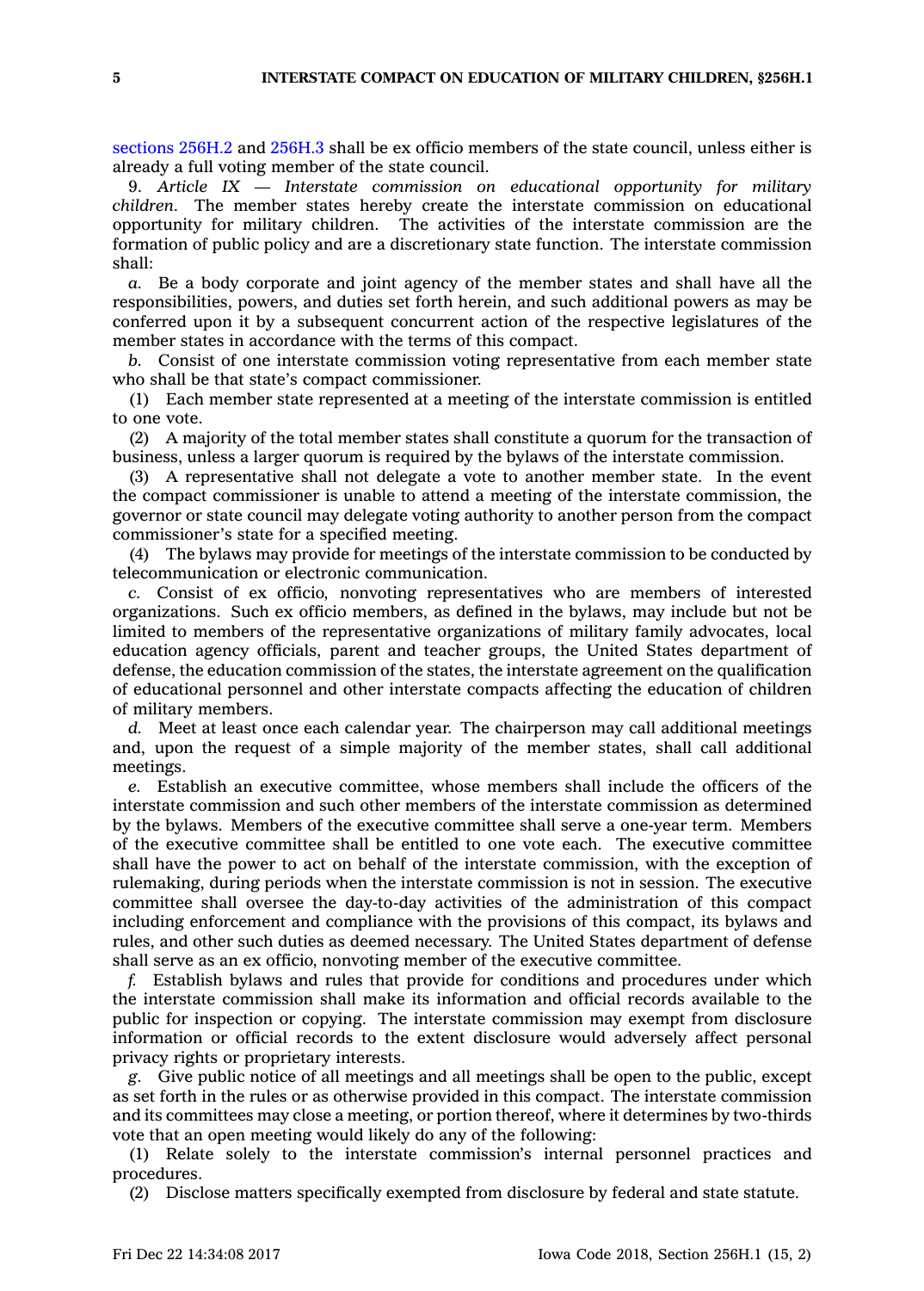sections 256H.2 and 256H.3 shall be ex officio members of the state council, unless either is already a full voting member of the state council.

9. *Article IX — Interstate commission on educational opportunity for military children.* The member states hereby create the interstate commission on educational opportunity for military children. The activities of the interstate commission are the formation of public policy and are a discretionary state function. The interstate commission shall:

*a.* Be a body corporate and joint agency of the member states and shall have all the responsibilities, powers, and duties set forth herein, and such additional powers as may be conferred upon it by a subsequent concurrent action of the respective legislatures of the member states in accordance with the terms of this compact.

*b.* Consist of one interstate commission voting representative from each member state who shall be that state's compact commissioner.

(1) Each member state represented at a meeting of the interstate commission is entitled to one vote.

(2) A majority of the total member states shall constitute a quorum for the transaction of business, unless a larger quorum is required by the bylaws of the interstate commission.

(3) A representative shall not delegate a vote to another member state. In the event the compact commissioner is unable to attend a meeting of the interstate commission, the governor or state council may delegate voting authority to another person from the compact commissioner's state for a specified meeting.

(4) The bylaws may provide for meetings of the interstate commission to be conducted by telecommunication or electronic communication.

*c.* Consist of ex officio, nonvoting representatives who are members of interested organizations. Such ex officio members, as defined in the bylaws, may include but not be limited to members of the representative organizations of military family advocates, local education agency officials, parent and teacher groups, the United States department of defense, the education commission of the states, the interstate agreement on the qualification of educational personnel and other interstate compacts affecting the education of children of military members.

*d.* Meet at least once each calendar year. The chairperson may call additional meetings and, upon the request of a simple majority of the member states, shall call additional meetings.

*e.* Establish an executive committee, whose members shall include the officers of the interstate commission and such other members of the interstate commission as determined by the bylaws. Members of the executive committee shall serve a one-year term. Members of the executive committee shall be entitled to one vote each. The executive committee shall have the power to act on behalf of the interstate commission, with the exception of rulemaking, during periods when the interstate commission is not in session. The executive committee shall oversee the day-to-day activities of the administration of this compact including enforcement and compliance with the provisions of this compact, its bylaws and rules, and other such duties as deemed necessary. The United States department of defense shall serve as an ex officio, nonvoting member of the executive committee.

*f.* Establish bylaws and rules that provide for conditions and procedures under which the interstate commission shall make its information and official records available to the public for inspection or copying. The interstate commission may exempt from disclosure information or official records to the extent disclosure would adversely affect personal privacy rights or proprietary interests.

*g.* Give public notice of all meetings and all meetings shall be open to the public, except as set forth in the rules or as otherwise provided in this compact. The interstate commission and its committees may close a meeting, or portion thereof, where it determines by two-thirds vote that an open meeting would likely do any of the following:

(1) Relate solely to the interstate commission's internal personnel practices and procedures.

(2) Disclose matters specifically exempted from disclosure by federal and state statute.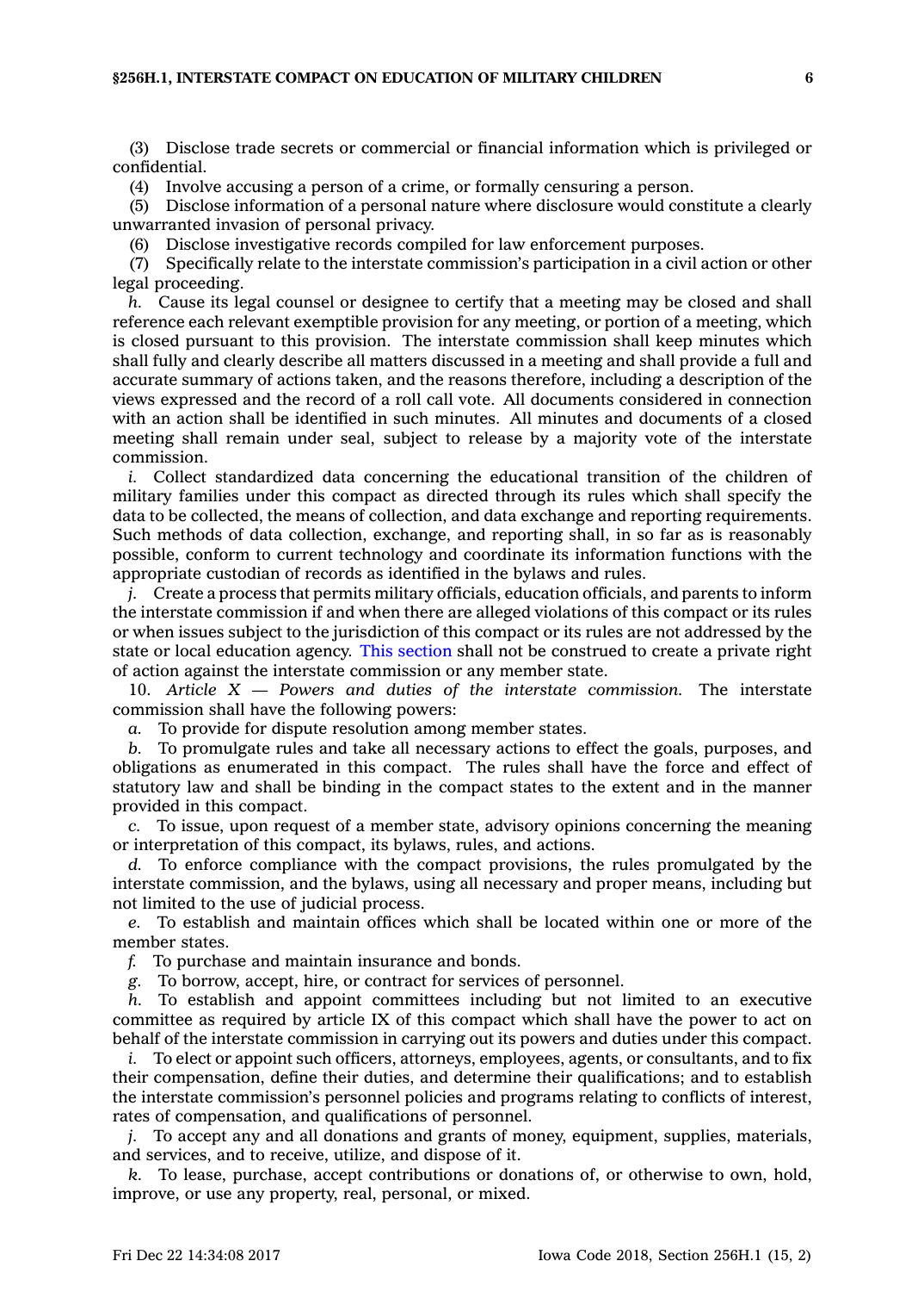(3) Disclose trade secrets or commercial or financial information which is privileged or confidential.

(4) Involve accusing a person of a crime, or formally censuring a person.

(5) Disclose information of a personal nature where disclosure would constitute a clearly unwarranted invasion of personal privacy.

(6) Disclose investigative records compiled for law enforcement purposes.

(7) Specifically relate to the interstate commission's participation in a civil action or other legal proceeding.

*h.* Cause its legal counsel or designee to certify that a meeting may be closed and shall reference each relevant exemptible provision for any meeting, or portion of a meeting, which is closed pursuant to this provision. The interstate commission shall keep minutes which shall fully and clearly describe all matters discussed in a meeting and shall provide a full and accurate summary of actions taken, and the reasons therefore, including a description of the views expressed and the record of a roll call vote. All documents considered in connection with an action shall be identified in such minutes. All minutes and documents of a closed meeting shall remain under seal, subject to release by a majority vote of the interstate commission.

*i.* Collect standardized data concerning the educational transition of the children of military families under this compact as directed through its rules which shall specify the data to be collected, the means of collection, and data exchange and reporting requirements. Such methods of data collection, exchange, and reporting shall, in so far as is reasonably possible, conform to current technology and coordinate its information functions with the appropriate custodian of records as identified in the bylaws and rules.

*j.* Create a process that permits military officials, education officials, and parents to inform the interstate commission if and when there are alleged violations of this compact or its rules or when issues subject to the jurisdiction of this compact or its rules are not addressed by the state or local education agency. This section shall not be construed to create a private right of action against the interstate commission or any member state.

10. *Article X — Powers and duties of the interstate commission.* The interstate commission shall have the following powers:

*a.* To provide for dispute resolution among member states.

*b.* To promulgate rules and take all necessary actions to effect the goals, purposes, and obligations as enumerated in this compact. The rules shall have the force and effect of statutory law and shall be binding in the compact states to the extent and in the manner provided in this compact.

*c.* To issue, upon request of a member state, advisory opinions concerning the meaning or interpretation of this compact, its bylaws, rules, and actions.

*d.* To enforce compliance with the compact provisions, the rules promulgated by the interstate commission, and the bylaws, using all necessary and proper means, including but not limited to the use of judicial process.

*e.* To establish and maintain offices which shall be located within one or more of the member states.

*f.* To purchase and maintain insurance and bonds.

*g.* To borrow, accept, hire, or contract for services of personnel.

*h.* To establish and appoint committees including but not limited to an executive committee as required by article IX of this compact which shall have the power to act on behalf of the interstate commission in carrying out its powers and duties under this compact.

*i.* To elect or appoint such officers, attorneys, employees, agents, or consultants, and to fix their compensation, define their duties, and determine their qualifications; and to establish the interstate commission's personnel policies and programs relating to conflicts of interest, rates of compensation, and qualifications of personnel.

*j.* To accept any and all donations and grants of money, equipment, supplies, materials, and services, and to receive, utilize, and dispose of it.

*k.* To lease, purchase, accept contributions or donations of, or otherwise to own, hold, improve, or use any property, real, personal, or mixed.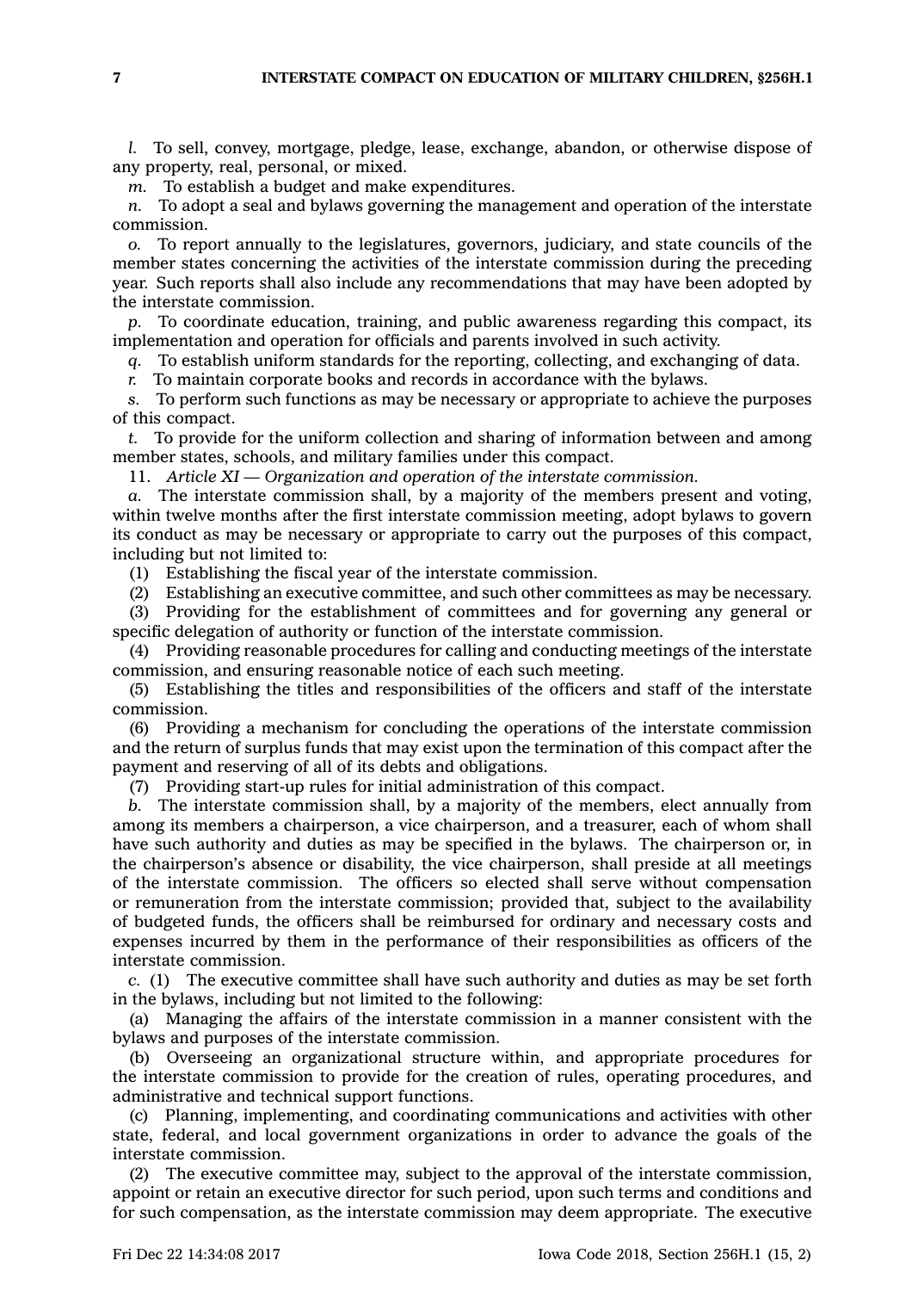*l.* To sell, convey, mortgage, pledge, lease, exchange, abandon, or otherwise dispose of any property, real, personal, or mixed.

*m.* To establish a budget and make expenditures.

*n.* To adopt a seal and bylaws governing the management and operation of the interstate commission.

*o.* To report annually to the legislatures, governors, judiciary, and state councils of the member states concerning the activities of the interstate commission during the preceding year. Such reports shall also include any recommendations that may have been adopted by the interstate commission.

*p.* To coordinate education, training, and public awareness regarding this compact, its implementation and operation for officials and parents involved in such activity.

*q.* To establish uniform standards for the reporting, collecting, and exchanging of data.

*r.* To maintain corporate books and records in accordance with the bylaws.

*s.* To perform such functions as may be necessary or appropriate to achieve the purposes of this compact.

*t.* To provide for the uniform collection and sharing of information between and among member states, schools, and military families under this compact.

11. *Article XI — Organization and operation of the interstate commission.*

*a.* The interstate commission shall, by a majority of the members present and voting, within twelve months after the first interstate commission meeting, adopt bylaws to govern its conduct as may be necessary or appropriate to carry out the purposes of this compact, including but not limited to:

(1) Establishing the fiscal year of the interstate commission.

(2) Establishing an executive committee, and such other committees as may be necessary.

(3) Providing for the establishment of committees and for governing any general or specific delegation of authority or function of the interstate commission.

(4) Providing reasonable procedures for calling and conducting meetings of the interstate commission, and ensuring reasonable notice of each such meeting.

(5) Establishing the titles and responsibilities of the officers and staff of the interstate commission.

(6) Providing a mechanism for concluding the operations of the interstate commission and the return of surplus funds that may exist upon the termination of this compact after the payment and reserving of all of its debts and obligations.

(7) Providing start-up rules for initial administration of this compact.

*b.* The interstate commission shall, by a majority of the members, elect annually from among its members a chairperson, a vice chairperson, and a treasurer, each of whom shall have such authority and duties as may be specified in the bylaws. The chairperson or, in the chairperson's absence or disability, the vice chairperson, shall preside at all meetings of the interstate commission. The officers so elected shall serve without compensation or remuneration from the interstate commission; provided that, subject to the availability of budgeted funds, the officers shall be reimbursed for ordinary and necessary costs and expenses incurred by them in the performance of their responsibilities as officers of the interstate commission.

*c.* (1) The executive committee shall have such authority and duties as may be set forth in the bylaws, including but not limited to the following:

(a) Managing the affairs of the interstate commission in a manner consistent with the bylaws and purposes of the interstate commission.

(b) Overseeing an organizational structure within, and appropriate procedures for the interstate commission to provide for the creation of rules, operating procedures, and administrative and technical support functions.

(c) Planning, implementing, and coordinating communications and activities with other state, federal, and local government organizations in order to advance the goals of the interstate commission.

(2) The executive committee may, subject to the approval of the interstate commission, appoint or retain an executive director for such period, upon such terms and conditions and for such compensation, as the interstate commission may deem appropriate. The executive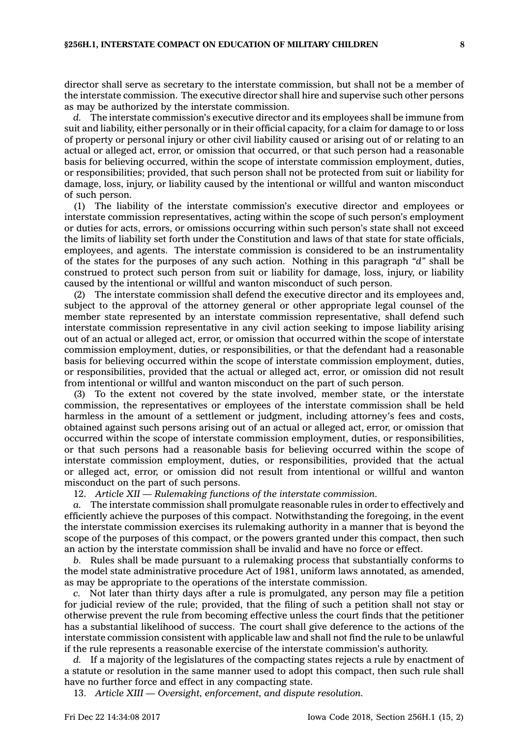director shall serve as secretary to the interstate commission, but shall not be a member of the interstate commission. The executive director shall hire and supervise such other persons as may be authorized by the interstate commission.

*d.* The interstate commission's executive director and its employees shall be immune from suit and liability, either personally or in their official capacity, for a claim for damage to or loss of property or personal injury or other civil liability caused or arising out of or relating to an actual or alleged act, error, or omission that occurred, or that such person had a reasonable basis for believing occurred, within the scope of interstate commission employment, duties, or responsibilities; provided, that such person shall not be protected from suit or liability for damage, loss, injury, or liability caused by the intentional or willful and wanton misconduct of such person.

(1) The liability of the interstate commission's executive director and employees or interstate commission representatives, acting within the scope of such person's employment or duties for acts, errors, or omissions occurring within such person's state shall not exceed the limits of liability set forth under the Constitution and laws of that state for state officials, employees, and agents. The interstate commission is considered to be an instrumentality of the states for the purposes of any such action. Nothing in this paragraph *"d"* shall be construed to protect such person from suit or liability for damage, loss, injury, or liability caused by the intentional or willful and wanton misconduct of such person.

(2) The interstate commission shall defend the executive director and its employees and, subject to the approval of the attorney general or other appropriate legal counsel of the member state represented by an interstate commission representative, shall defend such interstate commission representative in any civil action seeking to impose liability arising out of an actual or alleged act, error, or omission that occurred within the scope of interstate commission employment, duties, or responsibilities, or that the defendant had a reasonable basis for believing occurred within the scope of interstate commission employment, duties, or responsibilities, provided that the actual or alleged act, error, or omission did not result from intentional or willful and wanton misconduct on the part of such person.

(3) To the extent not covered by the state involved, member state, or the interstate commission, the representatives or employees of the interstate commission shall be held harmless in the amount of a settlement or judgment, including attorney's fees and costs, obtained against such persons arising out of an actual or alleged act, error, or omission that occurred within the scope of interstate commission employment, duties, or responsibilities, or that such persons had a reasonable basis for believing occurred within the scope of interstate commission employment, duties, or responsibilities, provided that the actual or alleged act, error, or omission did not result from intentional or willful and wanton misconduct on the part of such persons.

12. *Article XII — Rulemaking functions of the interstate commission.*

*a.* The interstate commission shall promulgate reasonable rules in order to effectively and efficiently achieve the purposes of this compact. Notwithstanding the foregoing, in the event the interstate commission exercises its rulemaking authority in a manner that is beyond the scope of the purposes of this compact, or the powers granted under this compact, then such an action by the interstate commission shall be invalid and have no force or effect.

*b.* Rules shall be made pursuant to a rulemaking process that substantially conforms to the model state administrative procedure Act of 1981, uniform laws annotated, as amended, as may be appropriate to the operations of the interstate commission.

*c.* Not later than thirty days after a rule is promulgated, any person may file a petition for judicial review of the rule; provided, that the filing of such a petition shall not stay or otherwise prevent the rule from becoming effective unless the court finds that the petitioner has a substantial likelihood of success. The court shall give deference to the actions of the interstate commission consistent with applicable law and shall not find the rule to be unlawful if the rule represents a reasonable exercise of the interstate commission's authority.

*d.* If a majority of the legislatures of the compacting states rejects a rule by enactment of a statute or resolution in the same manner used to adopt this compact, then such rule shall have no further force and effect in any compacting state.

13. *Article XIII — Oversight, enforcement, and dispute resolution.*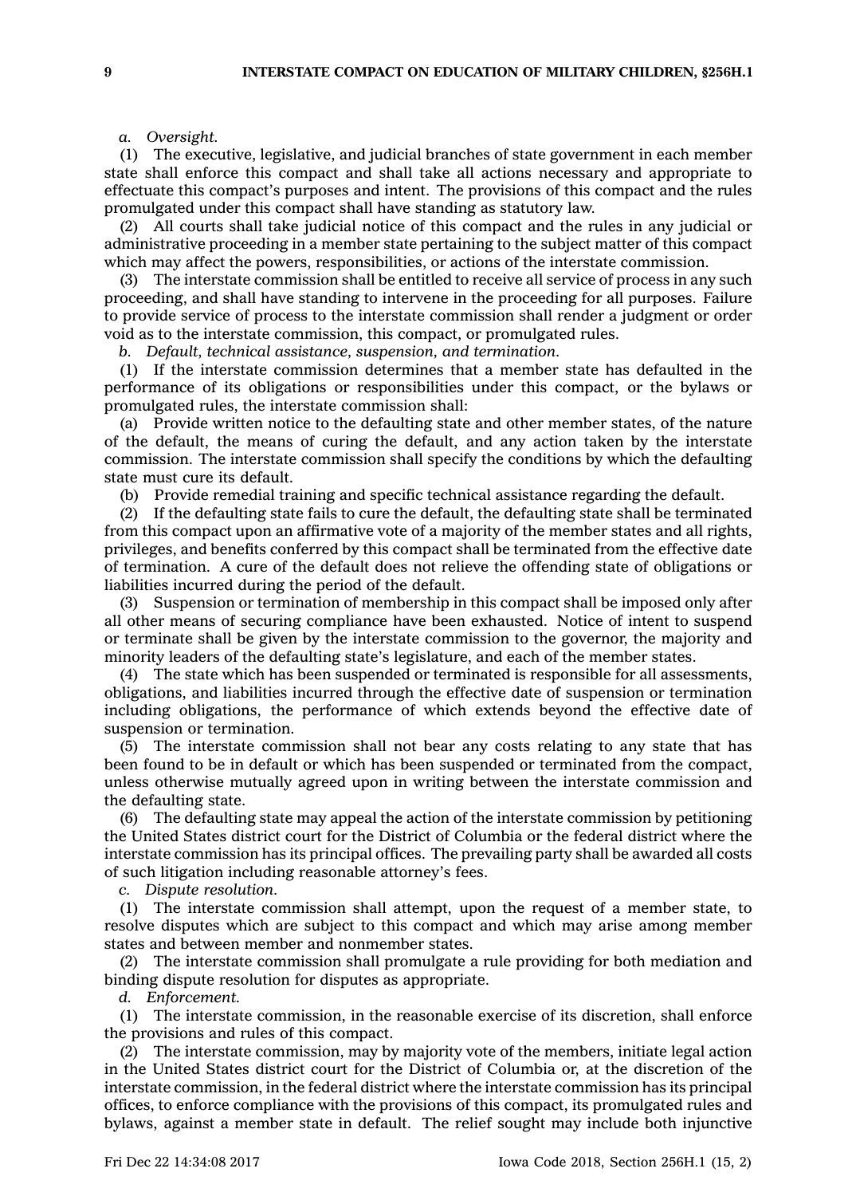*a. Oversight.*

(1) The executive, legislative, and judicial branches of state government in each member state shall enforce this compact and shall take all actions necessary and appropriate to effectuate this compact's purposes and intent. The provisions of this compact and the rules promulgated under this compact shall have standing as statutory law.

(2) All courts shall take judicial notice of this compact and the rules in any judicial or administrative proceeding in a member state pertaining to the subject matter of this compact which may affect the powers, responsibilities, or actions of the interstate commission.

(3) The interstate commission shall be entitled to receive all service of process in any such proceeding, and shall have standing to intervene in the proceeding for all purposes. Failure to provide service of process to the interstate commission shall render a judgment or order void as to the interstate commission, this compact, or promulgated rules.

*b. Default, technical assistance, suspension, and termination.*

(1) If the interstate commission determines that a member state has defaulted in the performance of its obligations or responsibilities under this compact, or the bylaws or promulgated rules, the interstate commission shall:

(a) Provide written notice to the defaulting state and other member states, of the nature of the default, the means of curing the default, and any action taken by the interstate commission. The interstate commission shall specify the conditions by which the defaulting state must cure its default.

(b) Provide remedial training and specific technical assistance regarding the default.

(2) If the defaulting state fails to cure the default, the defaulting state shall be terminated from this compact upon an affirmative vote of a majority of the member states and all rights, privileges, and benefits conferred by this compact shall be terminated from the effective date of termination. A cure of the default does not relieve the offending state of obligations or liabilities incurred during the period of the default.

(3) Suspension or termination of membership in this compact shall be imposed only after all other means of securing compliance have been exhausted. Notice of intent to suspend or terminate shall be given by the interstate commission to the governor, the majority and minority leaders of the defaulting state's legislature, and each of the member states.

(4) The state which has been suspended or terminated is responsible for all assessments, obligations, and liabilities incurred through the effective date of suspension or termination including obligations, the performance of which extends beyond the effective date of suspension or termination.

(5) The interstate commission shall not bear any costs relating to any state that has been found to be in default or which has been suspended or terminated from the compact, unless otherwise mutually agreed upon in writing between the interstate commission and the defaulting state.

(6) The defaulting state may appeal the action of the interstate commission by petitioning the United States district court for the District of Columbia or the federal district where the interstate commission has its principal offices. The prevailing party shall be awarded all costs of such litigation including reasonable attorney's fees.

*c. Dispute resolution.*

(1) The interstate commission shall attempt, upon the request of a member state, to resolve disputes which are subject to this compact and which may arise among member states and between member and nonmember states.

(2) The interstate commission shall promulgate a rule providing for both mediation and binding dispute resolution for disputes as appropriate.

*d. Enforcement.*

(1) The interstate commission, in the reasonable exercise of its discretion, shall enforce the provisions and rules of this compact.

(2) The interstate commission, may by majority vote of the members, initiate legal action in the United States district court for the District of Columbia or, at the discretion of the interstate commission, in the federal district where the interstate commission has its principal offices, to enforce compliance with the provisions of this compact, its promulgated rules and bylaws, against a member state in default. The relief sought may include both injunctive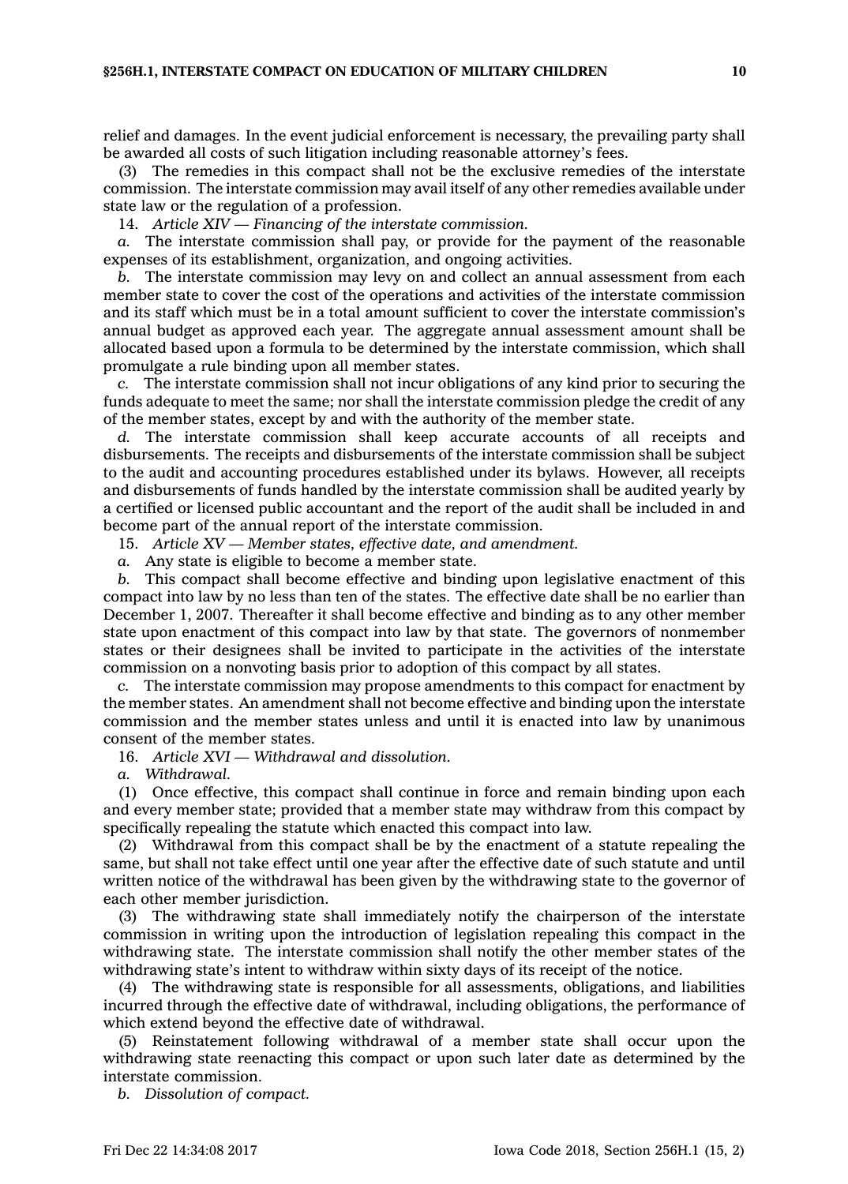relief and damages. In the event judicial enforcement is necessary, the prevailing party shall be awarded all costs of such litigation including reasonable attorney's fees.

(3) The remedies in this compact shall not be the exclusive remedies of the interstate commission. The interstate commission may avail itself of any other remedies available under state law or the regulation of a profession.

14. *Article XIV — Financing of the interstate commission.*

*a.* The interstate commission shall pay, or provide for the payment of the reasonable expenses of its establishment, organization, and ongoing activities.

*b.* The interstate commission may levy on and collect an annual assessment from each member state to cover the cost of the operations and activities of the interstate commission and its staff which must be in a total amount sufficient to cover the interstate commission's annual budget as approved each year. The aggregate annual assessment amount shall be allocated based upon a formula to be determined by the interstate commission, which shall promulgate a rule binding upon all member states.

*c.* The interstate commission shall not incur obligations of any kind prior to securing the funds adequate to meet the same; nor shall the interstate commission pledge the credit of any of the member states, except by and with the authority of the member state.

*d.* The interstate commission shall keep accurate accounts of all receipts and disbursements. The receipts and disbursements of the interstate commission shall be subject to the audit and accounting procedures established under its bylaws. However, all receipts and disbursements of funds handled by the interstate commission shall be audited yearly by a certified or licensed public accountant and the report of the audit shall be included in and become part of the annual report of the interstate commission.

15. *Article XV — Member states, effective date, and amendment.*

*a.* Any state is eligible to become a member state.

*b.* This compact shall become effective and binding upon legislative enactment of this compact into law by no less than ten of the states. The effective date shall be no earlier than December 1, 2007. Thereafter it shall become effective and binding as to any other member state upon enactment of this compact into law by that state. The governors of nonmember states or their designees shall be invited to participate in the activities of the interstate commission on a nonvoting basis prior to adoption of this compact by all states.

*c.* The interstate commission may propose amendments to this compact for enactment by the member states. An amendment shall not become effective and binding upon the interstate commission and the member states unless and until it is enacted into law by unanimous consent of the member states.

16. *Article XVI — Withdrawal and dissolution.*

*a. Withdrawal.*

(1) Once effective, this compact shall continue in force and remain binding upon each and every member state; provided that a member state may withdraw from this compact by specifically repealing the statute which enacted this compact into law.

(2) Withdrawal from this compact shall be by the enactment of a statute repealing the same, but shall not take effect until one year after the effective date of such statute and until written notice of the withdrawal has been given by the withdrawing state to the governor of each other member jurisdiction.

(3) The withdrawing state shall immediately notify the chairperson of the interstate commission in writing upon the introduction of legislation repealing this compact in the withdrawing state. The interstate commission shall notify the other member states of the withdrawing state's intent to withdraw within sixty days of its receipt of the notice.

(4) The withdrawing state is responsible for all assessments, obligations, and liabilities incurred through the effective date of withdrawal, including obligations, the performance of which extend beyond the effective date of withdrawal.

(5) Reinstatement following withdrawal of a member state shall occur upon the withdrawing state reenacting this compact or upon such later date as determined by the interstate commission.

*b. Dissolution of compact.*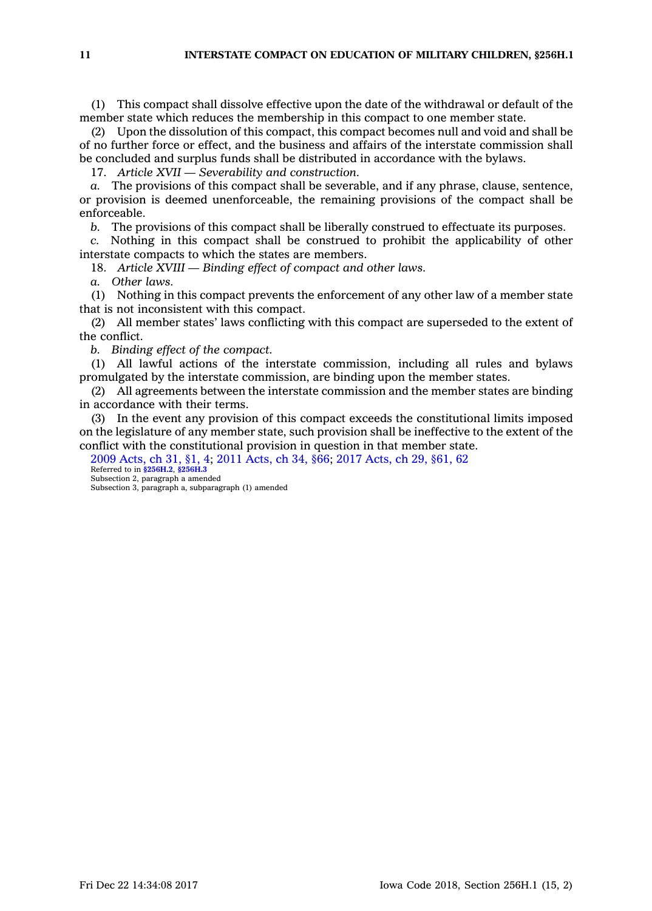(1) This compact shall dissolve effective upon the date of the withdrawal or default of the member state which reduces the membership in this compact to one member state.

(2) Upon the dissolution of this compact, this compact becomes null and void and shall be of no further force or effect, and the business and affairs of the interstate commission shall be concluded and surplus funds shall be distributed in accordance with the bylaws.

17. *Article XVII — Severability and construction.*

*a.* The provisions of this compact shall be severable, and if any phrase, clause, sentence, or provision is deemed unenforceable, the remaining provisions of the compact shall be enforceable.

*b.* The provisions of this compact shall be liberally construed to effectuate its purposes.

*c.* Nothing in this compact shall be construed to prohibit the applicability of other interstate compacts to which the states are members.

18. *Article XVIII — Binding effect of compact and other laws.*

*a. Other laws.*

(1) Nothing in this compact prevents the enforcement of any other law of a member state that is not inconsistent with this compact.

(2) All member states' laws conflicting with this compact are superseded to the extent of the conflict.

*b. Binding effect of the compact.*

(1) All lawful actions of the interstate commission, including all rules and bylaws promulgated by the interstate commission, are binding upon the member states.

(2) All agreements between the interstate commission and the member states are binding in accordance with their terms.

(3) In the event any provision of this compact exceeds the constitutional limits imposed on the legislature of any member state, such provision shall be ineffective to the extent of the conflict with the constitutional provision in question in that member state.

2009 Acts, ch 31, §1, 4; 2011 Acts, ch 34, §66; 2017 Acts, ch 29, §61, 62
Referred to in **§256H.2**, **§256H.3**
Subsection 2, paragraph a amended
Subsection 3, paragraph a, subparagraph (1) amended